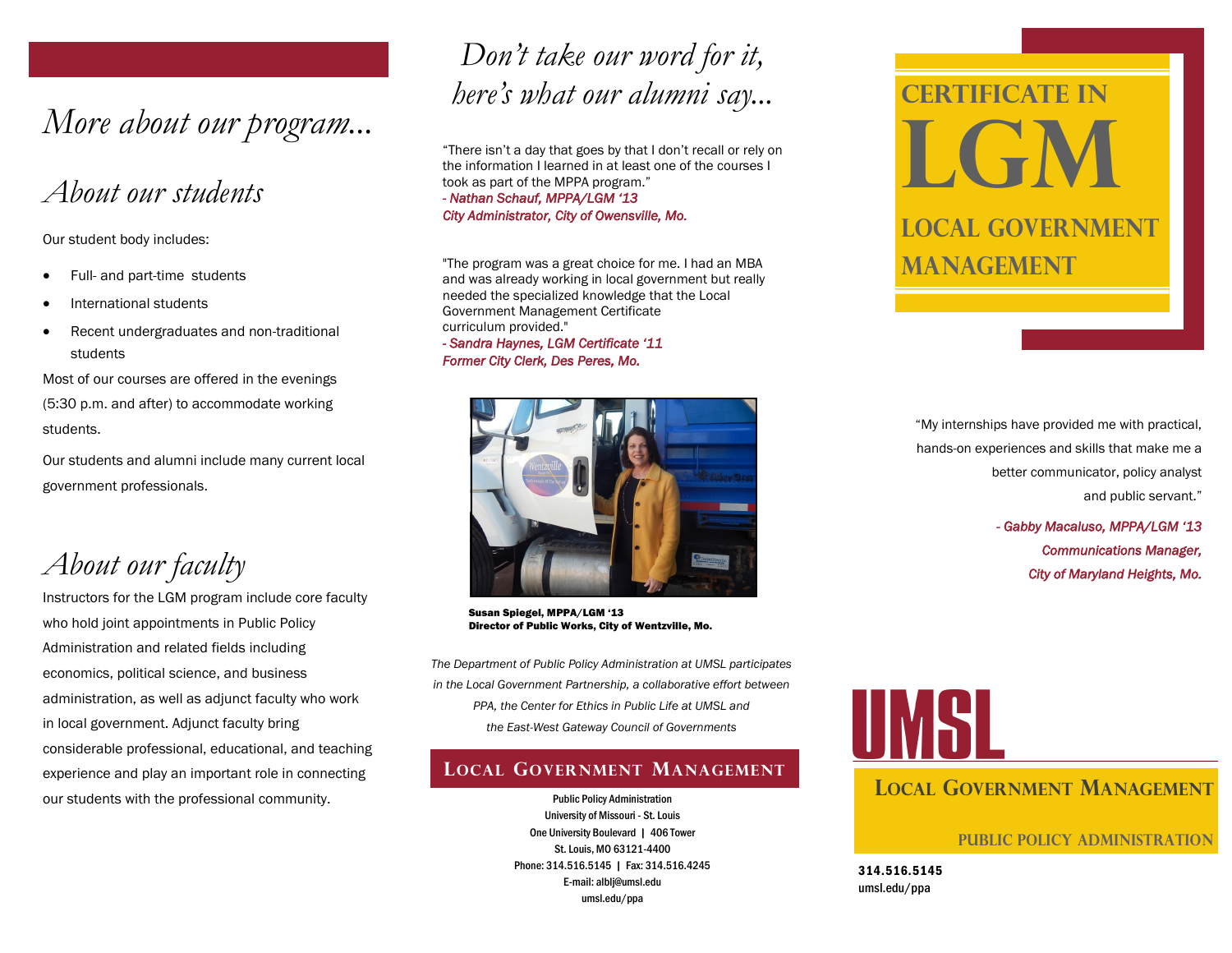# More about our program...

## About our students

Our student body includes:

- Full- and part-time students
- International students
- Recent undergraduates and non-traditional students

Most of our courses are offered in the evenings (5:30 p.m. and after) to accommodate working students.

Our students and alumni include many current local government professionals.

## About our faculty

Instructors for the LGM program include core faculty who hold joint appointments in Public Policy Administration and related fields including economics, political science, and business administration, as well as adjunct faculty who work in local government. Adjunct faculty bring considerable professional, educational, and teaching experience and play an important role in connecting our students with the professional community.

# *Don't take our word for it, here's what our alumni say...*

"There isn't a day that goes by that I don't recall or rely on the information I learned in at least one of the courses I took as part of the MPPA program."

*- Nathan Schauf, MPPA/LGM '13*
*City Administrator, City of Owensville, Mo.*

"The program was a great choice for me. I had an MBA and was already working in local government but really needed the specialized knowledge that the Local Government Management Certificate curriculum provided."

*- Sandra Haynes, LGM Certificate '11*
*Former City Clerk, Des Peres, Mo.*

**Susan Spiegel, MPPA/LGM '13**
**Director of Public Works, City of Wentzville, Mo.**

*The Department of Public Policy Administration at UMSL participates in the Local Government Partnership, a collaborative effort between PPA, the Center for Ethics in Public Life at UMSL and the East-West Gateway Council of Governments*

## Local Government Management

Public Policy Administration
University of Missouri - St. Louis
One University Boulevard | 406 Tower
St. Louis, MO 63121-4400
Phone: 314.516.5145 | Fax: 314.516.4245
E-mail: alblj@umsl.edu
umsl.edu/ppa

# Certificate in LGM

## Local Government Management

"My internships have provided me with practical, hands-on experiences and skills that make me a better communicator, policy analyst and public servant."

*- Gabby Macaluso, MPPA/LGM '13*
*Communications Manager, City of Maryland Heights, Mo.*

UMSL

## Local Government Management

**Public Policy Administration**

**314.516.5145**
umsl.edu/ppa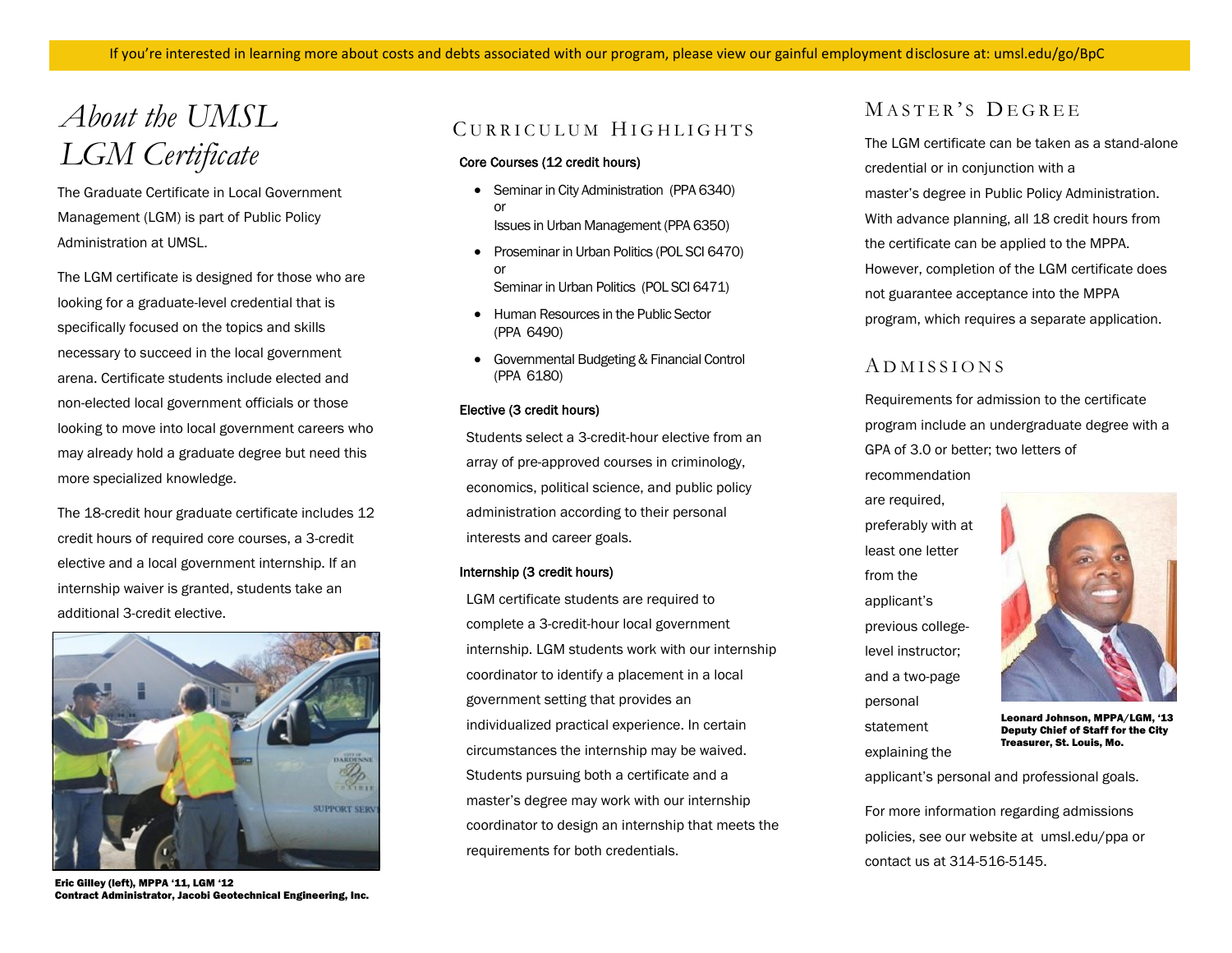If you're interested in learning more about costs and debts associated with our program, please view our gainful employment disclosure at: umsl.edu/go/BpC

# *About the UMSL LGM Certificate*

The Graduate Certificate in Local Government Management (LGM) is part of Public Policy Administration at UMSL.

The LGM certificate is designed for those who are looking for a graduate-level credential that is specifically focused on the topics and skills necessary to succeed in the local government arena. Certificate students include elected and non-elected local government officials or those looking to move into local government careers who may already hold a graduate degree but need this more specialized knowledge.

The 18-credit hour graduate certificate includes 12 credit hours of required core courses, a 3-credit elective and a local government internship. If an internship waiver is granted, students take an additional 3-credit elective.

**Eric Gilley (left), MPPA '11, LGM '12**
**Contract Administrator, Jacobi Geotechnical Engineering, Inc.**

## Curriculum Highlights

**Core Courses (12 credit hours)**

- Seminar in City Administration (PPA 6340) or Issues in Urban Management (PPA 6350)
- Proseminar in Urban Politics (POL SCI 6470) or Seminar in Urban Politics (POL SCI 6471)
- Human Resources in the Public Sector (PPA 6490)
- Governmental Budgeting & Financial Control (PPA 6180)

**Elective (3 credit hours)**

Students select a 3-credit-hour elective from an array of pre-approved courses in criminology, economics, political science, and public policy administration according to their personal interests and career goals.

**Internship (3 credit hours)**

LGM certificate students are required to complete a 3-credit-hour local government internship. LGM students work with our internship coordinator to identify a placement in a local government setting that provides an individualized practical experience. In certain circumstances the internship may be waived. Students pursuing both a certificate and a master's degree may work with our internship coordinator to design an internship that meets the requirements for both credentials.

## Master's Degree

The LGM certificate can be taken as a stand-alone credential or in conjunction with a master's degree in Public Policy Administration. With advance planning, all 18 credit hours from the certificate can be applied to the MPPA. However, completion of the LGM certificate does not guarantee acceptance into the MPPA program, which requires a separate application.

## Admissions

Requirements for admission to the certificate program include an undergraduate degree with a GPA of 3.0 or better; two letters of recommendation are required, preferably with at least one letter from the applicant's previous college-level instructor; and a two-page personal statement explaining the applicant's personal and professional goals.

**Leonard Johnson, MPPA/LGM, '13**
**Deputy Chief of Staff for the City Treasurer, St. Louis, Mo.**

For more information regarding admissions policies, see our website at umsl.edu/ppa or contact us at 314-516-5145.